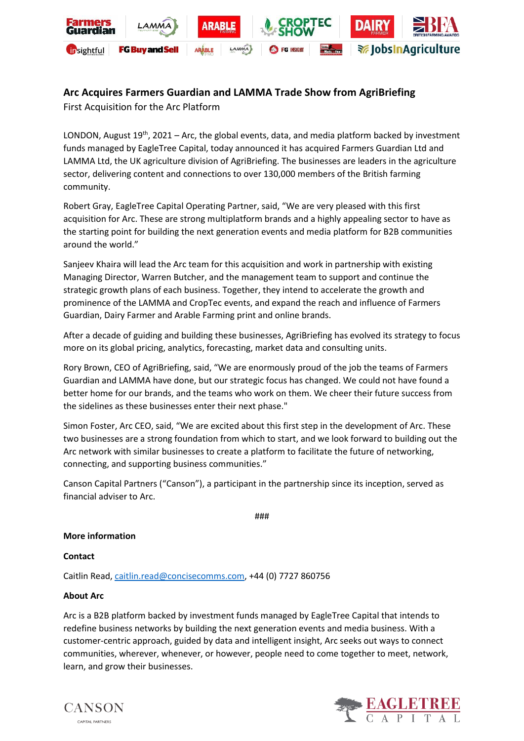# Arc Acquires Farmers Guardian and LAMMA Trade Show from AgriBriefing

First Acquisition for the Arc Platform

LONDON, August 19th, 2021 – Arc, the global events, data, and media platform backed by investment funds managed by EagleTree Capital, today announced it has acquired Farmers Guardian Ltd and LAMMA Ltd, the UK agriculture division of AgriBriefing. The businesses are leaders in the agriculture sector, delivering content and connections to over 130,000 members of the British farming community.

Robert Gray, EagleTree Capital Operating Partner, said, "We are very pleased with this first acquisition for Arc. These are strong multiplatform brands and a highly appealing sector to have as the starting point for building the next generation events and media platform for B2B communities around the world."

Sanjeev Khaira will lead the Arc team for this acquisition and work in partnership with existing Managing Director, Warren Butcher, and the management team to support and continue the strategic growth plans of each business. Together, they intend to accelerate the growth and prominence of the LAMMA and CropTec events, and expand the reach and influence of Farmers Guardian, Dairy Farmer and Arable Farming print and online brands.

After a decade of guiding and building these businesses, AgriBriefing has evolved its strategy to focus more on its global pricing, analytics, forecasting, market data and consulting units.

Rory Brown, CEO of AgriBriefing, said, "We are enormously proud of the job the teams of Farmers Guardian and LAMMA have done, but our strategic focus has changed. We could not have found a better home for our brands, and the teams who work on them. We cheer their future success from the sidelines as these businesses enter their next phase."

Simon Foster, Arc CEO, said, "We are excited about this first step in the development of Arc. These two businesses are a strong foundation from which to start, and we look forward to building out the Arc network with similar businesses to create a platform to facilitate the future of networking, connecting, and supporting business communities."

Canson Capital Partners ("Canson"), a participant in the partnership since its inception, served as financial adviser to Arc.

###

**More information**

**Contact**

Caitlin Read, caitlin.read@concisecomms.com, +44 (0) 7727 860756

**About Arc**

Arc is a B2B platform backed by investment funds managed by EagleTree Capital that intends to redefine business networks by building the next generation events and media business. With a customer-centric approach, guided by data and intelligent insight, Arc seeks out ways to connect communities, wherever, whenever, or however, people need to come together to meet, network, learn, and grow their businesses.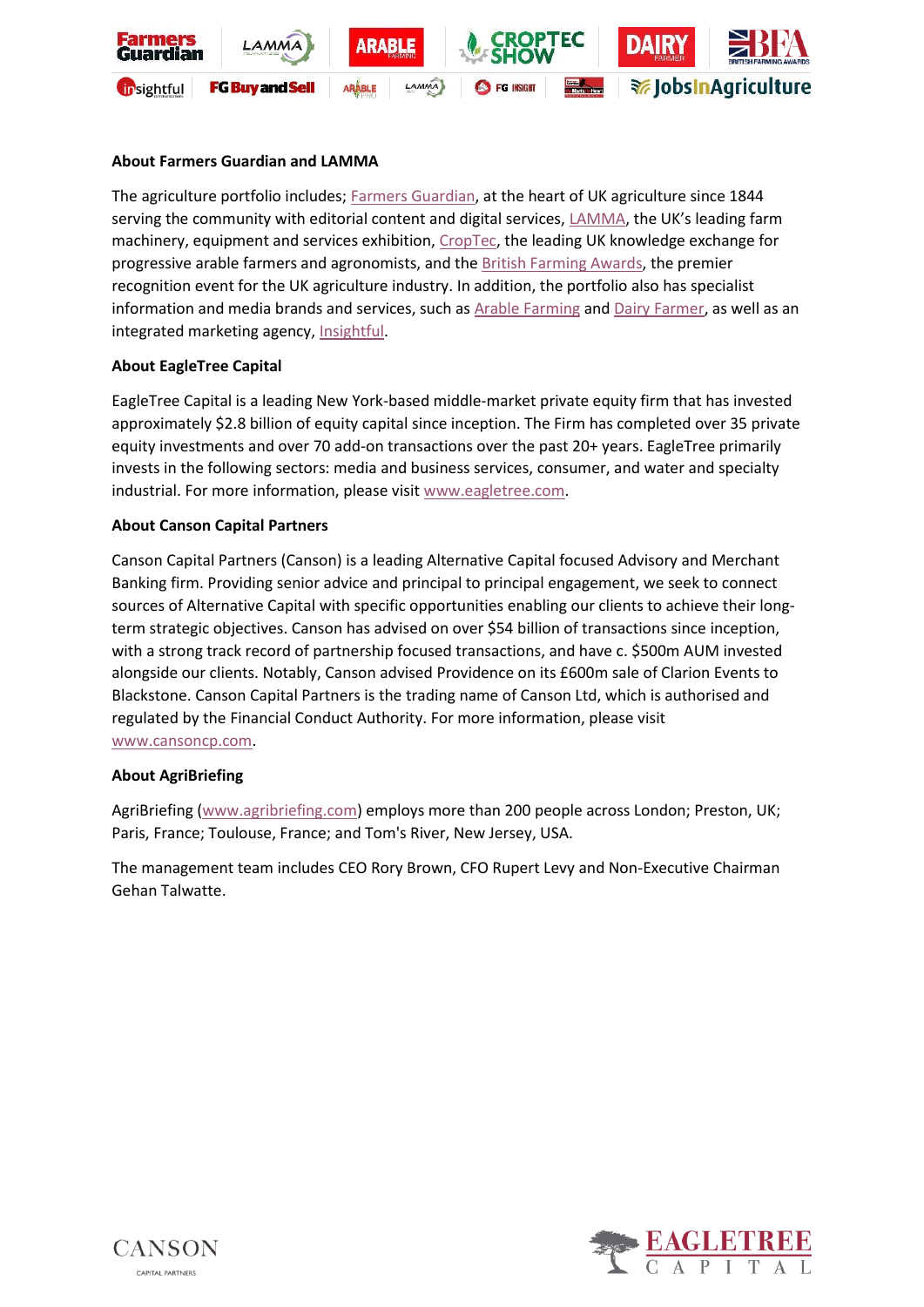**About Farmers Guardian and LAMMA**

The agriculture portfolio includes; Farmers Guardian, at the heart of UK agriculture since 1844 serving the community with editorial content and digital services, LAMMA, the UK's leading farm machinery, equipment and services exhibition, CropTec, the leading UK knowledge exchange for progressive arable farmers and agronomists, and the British Farming Awards, the premier recognition event for the UK agriculture industry. In addition, the portfolio also has specialist information and media brands and services, such as Arable Farming and Dairy Farmer, as well as an integrated marketing agency, Insightful.

**About EagleTree Capital**

EagleTree Capital is a leading New York-based middle-market private equity firm that has invested approximately $2.8 billion of equity capital since inception. The Firm has completed over 35 private equity investments and over 70 add-on transactions over the past 20+ years. EagleTree primarily invests in the following sectors: media and business services, consumer, and water and specialty industrial. For more information, please visit www.eagletree.com.

**About Canson Capital Partners**

Canson Capital Partners (Canson) is a leading Alternative Capital focused Advisory and Merchant Banking firm. Providing senior advice and principal to principal engagement, we seek to connect sources of Alternative Capital with specific opportunities enabling our clients to achieve their long-term strategic objectives. Canson has advised on over $54 billion of transactions since inception, with a strong track record of partnership focused transactions, and have c. $500m AUM invested alongside our clients. Notably, Canson advised Providence on its £600m sale of Clarion Events to Blackstone. Canson Capital Partners is the trading name of Canson Ltd, which is authorised and regulated by the Financial Conduct Authority. For more information, please visit www.cansoncp.com.

**About AgriBriefing**

AgriBriefing (www.agribriefing.com) employs more than 200 people across London; Preston, UK; Paris, France; Toulouse, France; and Tom's River, New Jersey, USA.

The management team includes CEO Rory Brown, CFO Rupert Levy and Non-Executive Chairman Gehan Talwatte.